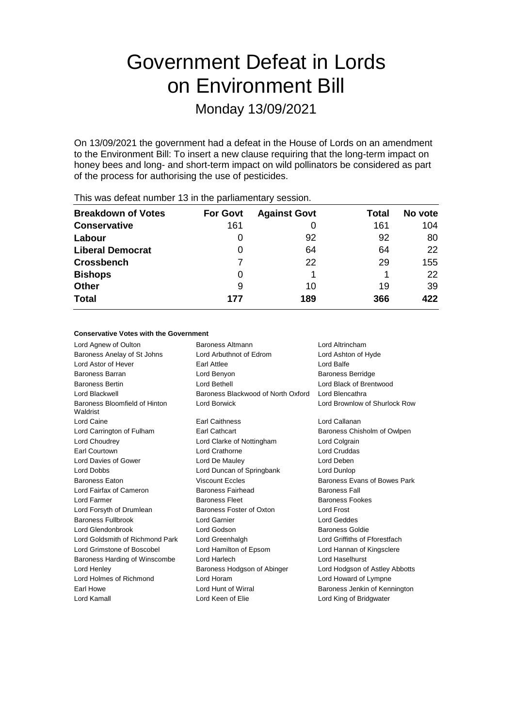# Government Defeat in Lords on Environment Bill

Monday 13/09/2021

On 13/09/2021 the government had a defeat in the House of Lords on an amendment to the Environment Bill: To insert a new clause requiring that the long-term impact on honey bees and long- and short-term impact on wild pollinators be considered as part of the process for authorising the use of pesticides.

This was defeat number 13 in the parliamentary session.

| Breakdown of Votes | For Govt | Against Govt | Total | No vote |
| --- | --- | --- | --- | --- |
| **Conservative** | 161 | 0 | 161 | 104 |
| **Labour** | 0 | 92 | 92 | 80 |
| **Liberal Democrat** | 0 | 64 | 64 | 22 |
| **Crossbench** | 7 | 22 | 29 | 155 |
| **Bishops** | 0 | 1 | 1 | 22 |
| **Other** | 9 | 10 | 19 | 39 |
| **Total** | **177** | **189** | **366** | **422** |

#### Conservative Votes with the Government

| | | |
| --- | --- | --- |
| Lord Agnew of Oulton | Baroness Altmann | Lord Altrincham |
| Baroness Anelay of St Johns | Lord Arbuthnot of Edrom | Lord Ashton of Hyde |
| Lord Astor of Hever | Earl Attlee | Lord Balfe |
| Baroness Barran | Lord Benyon | Baroness Berridge |
| Baroness Bertin | Lord Bethell | Lord Black of Brentwood |
| Lord Blackwell | Baroness Blackwood of North Oxford | Lord Blencathra |
| Baroness Bloomfield of Hinton Waldrist | Lord Borwick | Lord Brownlow of Shurlock Row |
| Lord Caine | Earl Caithness | Lord Callanan |
| Lord Carrington of Fulham | Earl Cathcart | Baroness Chisholm of Owlpen |
| Lord Choudrey | Lord Clarke of Nottingham | Lord Colgrain |
| Earl Courtown | Lord Crathorne | Lord Cruddas |
| Lord Davies of Gower | Lord De Mauley | Lord Deben |
| Lord Dobbs | Lord Duncan of Springbank | Lord Dunlop |
| Baroness Eaton | Viscount Eccles | Baroness Evans of Bowes Park |
| Lord Fairfax of Cameron | Baroness Fairhead | Baroness Fall |
| Lord Farmer | Baroness Fleet | Baroness Fookes |
| Lord Forsyth of Drumlean | Baroness Foster of Oxton | Lord Frost |
| Baroness Fullbrook | Lord Garnier | Lord Geddes |
| Lord Glendonbrook | Lord Godson | Baroness Goldie |
| Lord Goldsmith of Richmond Park | Lord Greenhalgh | Lord Griffiths of Fforestfach |
| Lord Grimstone of Boscobel | Lord Hamilton of Epsom | Lord Hannan of Kingsclere |
| Baroness Harding of Winscombe | Lord Harlech | Lord Haselhurst |
| Lord Henley | Baroness Hodgson of Abinger | Lord Hodgson of Astley Abbotts |
| Lord Holmes of Richmond | Lord Horam | Lord Howard of Lympne |
| Earl Howe | Lord Hunt of Wirral | Baroness Jenkin of Kennington |
| Lord Kamall | Lord Keen of Elie | Lord King of Bridgwater |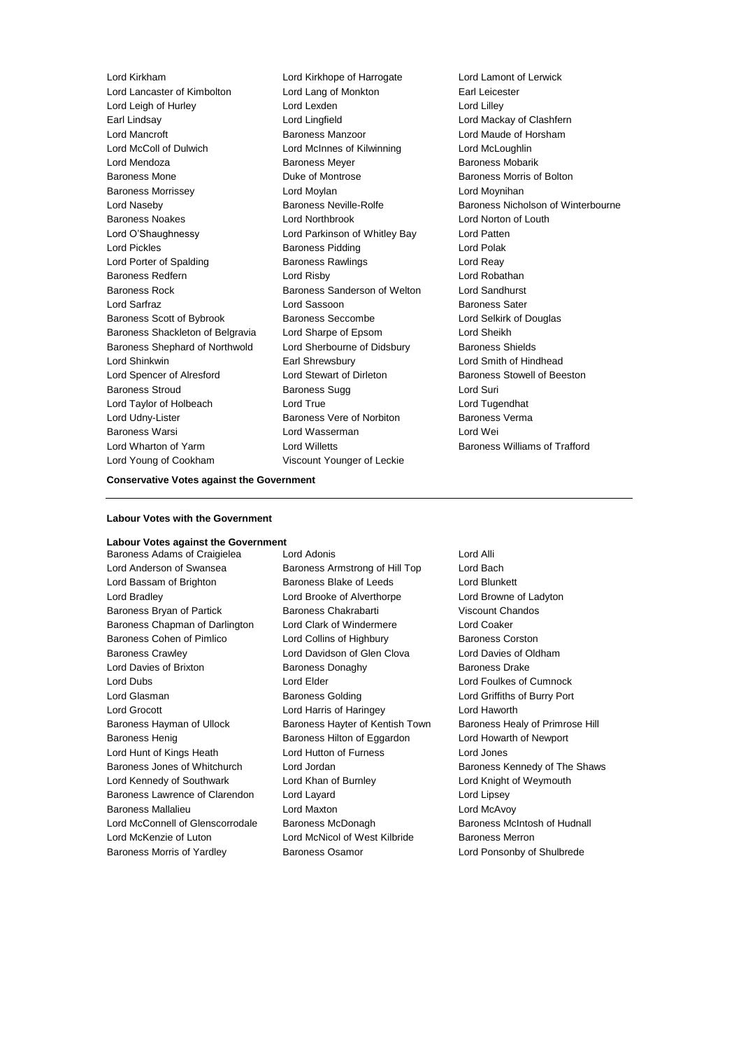Lord Kirkham
Lord Kirkhope of Harrogate
Lord Lamont of Lerwick
Lord Lancaster of Kimbolton
Lord Lang of Monkton
Earl Leicester
Lord Leigh of Hurley
Lord Lexden
Lord Lilley
Earl Lindsay
Lord Lingfield
Lord Mackay of Clashfern
Lord Mancroft
Baroness Manzoor
Lord Maude of Horsham
Lord McColl of Dulwich
Lord McInnes of Kilwinning
Lord McLoughlin
Lord Mendoza
Baroness Meyer
Baroness Mobarik
Baroness Mone
Duke of Montrose
Baroness Morris of Bolton
Baroness Morrissey
Lord Moylan
Lord Moynihan
Lord Naseby
Baroness Neville-Rolfe
Baroness Nicholson of Winterbourne
Baroness Noakes
Lord Northbrook
Lord Norton of Louth
Lord O'Shaughnessy
Lord Parkinson of Whitley Bay
Lord Patten
Lord Pickles
Baroness Pidding
Lord Polak
Lord Porter of Spalding
Baroness Rawlings
Lord Reay
Baroness Redfern
Lord Risby
Lord Robathan
Baroness Rock
Baroness Sanderson of Welton
Lord Sandhurst
Lord Sarfraz
Lord Sassoon
Baroness Sater
Baroness Scott of Bybrook
Baroness Seccombe
Lord Selkirk of Douglas
Baroness Shackleton of Belgravia
Lord Sharpe of Epsom
Lord Sheikh
Baroness Shephard of Northwold
Lord Sherbourne of Didsbury
Baroness Shields
Lord Shinkwin
Earl Shrewsbury
Lord Smith of Hindhead
Lord Spencer of Alresford
Lord Stewart of Dirleton
Baroness Stowell of Beeston
Baroness Stroud
Baroness Sugg
Lord Suri
Lord Taylor of Holbeach
Lord True
Lord Tugendhat
Lord Udny-Lister
Baroness Vere of Norbiton
Baroness Verma
Baroness Warsi
Lord Wasserman
Lord Wei
Lord Wharton of Yarm
Lord Willetts
Baroness Williams of Trafford
Lord Young of Cookham
Viscount Younger of Leckie

**Conservative Votes against the Government**

---

**Labour Votes with the Government**

**Labour Votes against the Government**

Baroness Adams of Craigielea
Lord Adonis
Lord Alli
Lord Anderson of Swansea
Baroness Armstrong of Hill Top
Lord Bach
Lord Bassam of Brighton
Baroness Blake of Leeds
Lord Blunkett
Lord Bradley
Lord Brooke of Alverthorpe
Lord Browne of Ladyton
Baroness Bryan of Partick
Baroness Chakrabarti
Viscount Chandos
Baroness Chapman of Darlington
Lord Clark of Windermere
Lord Coaker
Baroness Cohen of Pimlico
Lord Collins of Highbury
Baroness Corston
Baroness Crawley
Lord Davidson of Glen Clova
Lord Davies of Oldham
Lord Davies of Brixton
Baroness Donaghy
Baroness Drake
Lord Dubs
Lord Elder
Lord Foulkes of Cumnock
Lord Glasman
Baroness Golding
Lord Griffiths of Burry Port
Lord Grocott
Lord Harris of Haringey
Lord Haworth
Baroness Hayman of Ullock
Baroness Hayter of Kentish Town
Baroness Healy of Primrose Hill
Baroness Henig
Baroness Hilton of Eggardon
Lord Howarth of Newport
Lord Hunt of Kings Heath
Lord Hutton of Furness
Lord Jones
Baroness Jones of Whitchurch
Lord Jordan
Baroness Kennedy of The Shaws
Lord Kennedy of Southwark
Lord Khan of Burnley
Lord Knight of Weymouth
Baroness Lawrence of Clarendon
Lord Layard
Lord Lipsey
Baroness Mallalieu
Lord Maxton
Lord McAvoy
Lord McConnell of Glenscorrodale
Baroness McDonagh
Baroness McIntosh of Hudnall
Lord McKenzie of Luton
Lord McNicol of West Kilbride
Baroness Merron
Baroness Morris of Yardley
Baroness Osamor
Lord Ponsonby of Shulbrede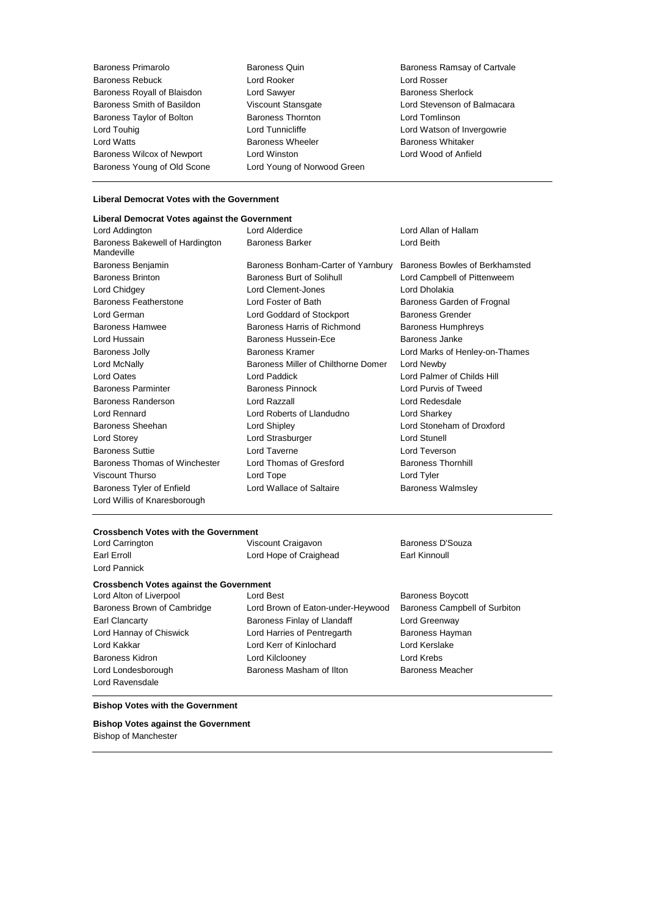Baroness Primarolo
Baroness Quin
Baroness Ramsay of Cartvale
Baroness Rebuck
Lord Rooker
Lord Rosser
Baroness Royall of Blaisdon
Lord Sawyer
Baroness Sherlock
Baroness Smith of Basildon
Viscount Stansgate
Lord Stevenson of Balmacara
Baroness Taylor of Bolton
Baroness Thornton
Lord Tomlinson
Lord Touhig
Lord Tunnicliffe
Lord Watson of Invergowrie
Lord Watts
Baroness Wheeler
Baroness Whitaker
Baroness Wilcox of Newport
Lord Winston
Lord Wood of Anfield
Baroness Young of Old Scone
Lord Young of Norwood Green

---

**Liberal Democrat Votes with the Government**

**Liberal Democrat Votes against the Government**

Lord Addington
Lord Alderdice
Lord Allan of Hallam
Baroness Bakewell of Hardington Mandeville
Baroness Barker
Lord Beith
Baroness Benjamin
Baroness Bonham-Carter of Yarnbury
Baroness Bowles of Berkhamsted
Baroness Brinton
Baroness Burt of Solihull
Lord Campbell of Pittenweem
Lord Chidgey
Lord Clement-Jones
Lord Dholakia
Baroness Featherstone
Lord Foster of Bath
Baroness Garden of Frognal
Lord German
Lord Goddard of Stockport
Baroness Grender
Baroness Hamwee
Baroness Harris of Richmond
Baroness Humphreys
Lord Hussain
Baroness Hussein-Ece
Baroness Janke
Baroness Jolly
Baroness Kramer
Lord Marks of Henley-on-Thames
Lord McNally
Baroness Miller of Chilthorne Domer
Lord Newby
Lord Oates
Lord Paddick
Lord Palmer of Childs Hill
Baroness Parminter
Baroness Pinnock
Lord Purvis of Tweed
Baroness Randerson
Lord Razzall
Lord Redesdale
Lord Rennard
Lord Roberts of Llandudno
Lord Sharkey
Baroness Sheehan
Lord Shipley
Lord Stoneham of Droxford
Lord Storey
Lord Strasburger
Lord Stunell
Baroness Suttie
Lord Taverne
Lord Teverson
Baroness Thomas of Winchester
Lord Thomas of Gresford
Baroness Thornhill
Viscount Thurso
Lord Tope
Lord Tyler
Baroness Tyler of Enfield
Lord Wallace of Saltaire
Baroness Walmsley
Lord Willis of Knaresborough

---

**Crossbench Votes with the Government**

Lord Carrington
Viscount Craigavon
Baroness D'Souza
Earl Erroll
Lord Hope of Craighead
Earl Kinnoull
Lord Pannick

**Crossbench Votes against the Government**

Lord Alton of Liverpool
Lord Best
Baroness Boycott
Baroness Brown of Cambridge
Lord Brown of Eaton-under-Heywood
Baroness Campbell of Surbiton
Earl Clancarty
Baroness Finlay of Llandaff
Lord Greenway
Lord Hannay of Chiswick
Lord Harries of Pentregarth
Baroness Hayman
Lord Kakkar
Lord Kerr of Kinlochard
Lord Kerslake
Baroness Kidron
Lord Kilclooney
Lord Krebs
Lord Londesborough
Baroness Masham of Ilton
Baroness Meacher
Lord Ravensdale

---

**Bishop Votes with the Government**

**Bishop Votes against the Government**

Bishop of Manchester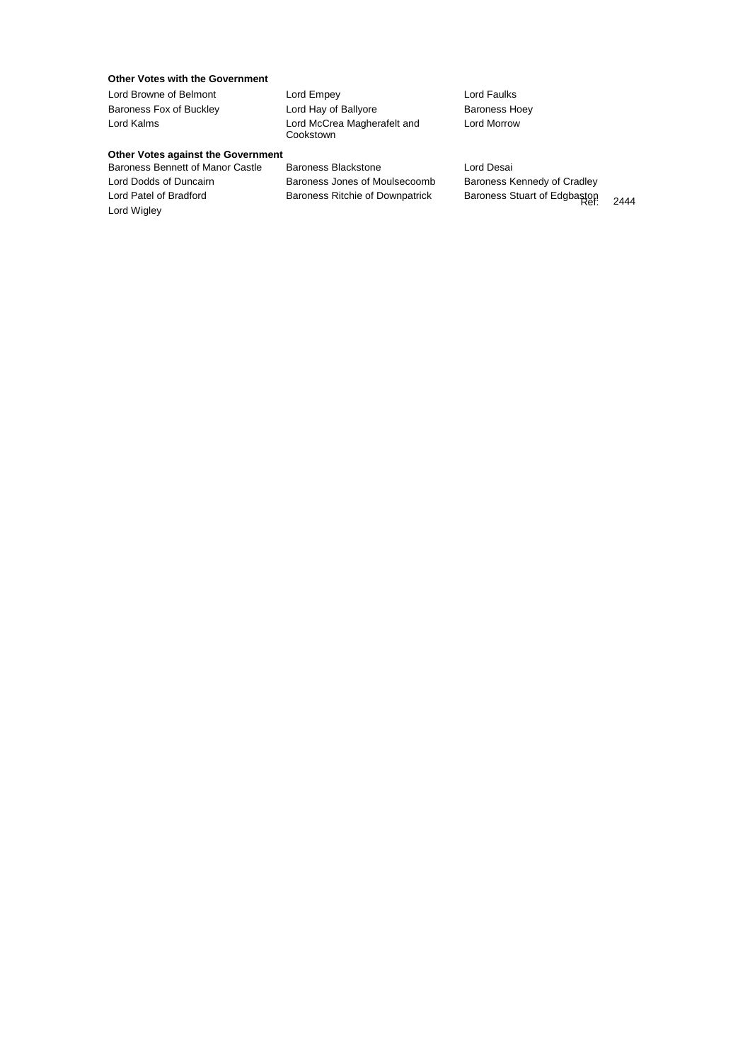**Other Votes with the Government**

| | | |
|---|---|---|
| Lord Browne of Belmont | Lord Empey | Lord Faulks |
| Baroness Fox of Buckley | Lord Hay of Ballyore | Baroness Hoey |
| Lord Kalms | Lord McCrea Magherafelt and Cookstown | Lord Morrow |

**Other Votes against the Government**

| | | |
|---|---|---|
| Baroness Bennett of Manor Castle | Baroness Blackstone | Lord Desai |
| Lord Dodds of Duncairn | Baroness Jones of Moulsecoomb | Baroness Kennedy of Cradley |
| Lord Patel of Bradford | Baroness Ritchie of Downpatrick | Baroness Stuart of Edgbaston |
| Lord Wigley | | |

Ref: 2444